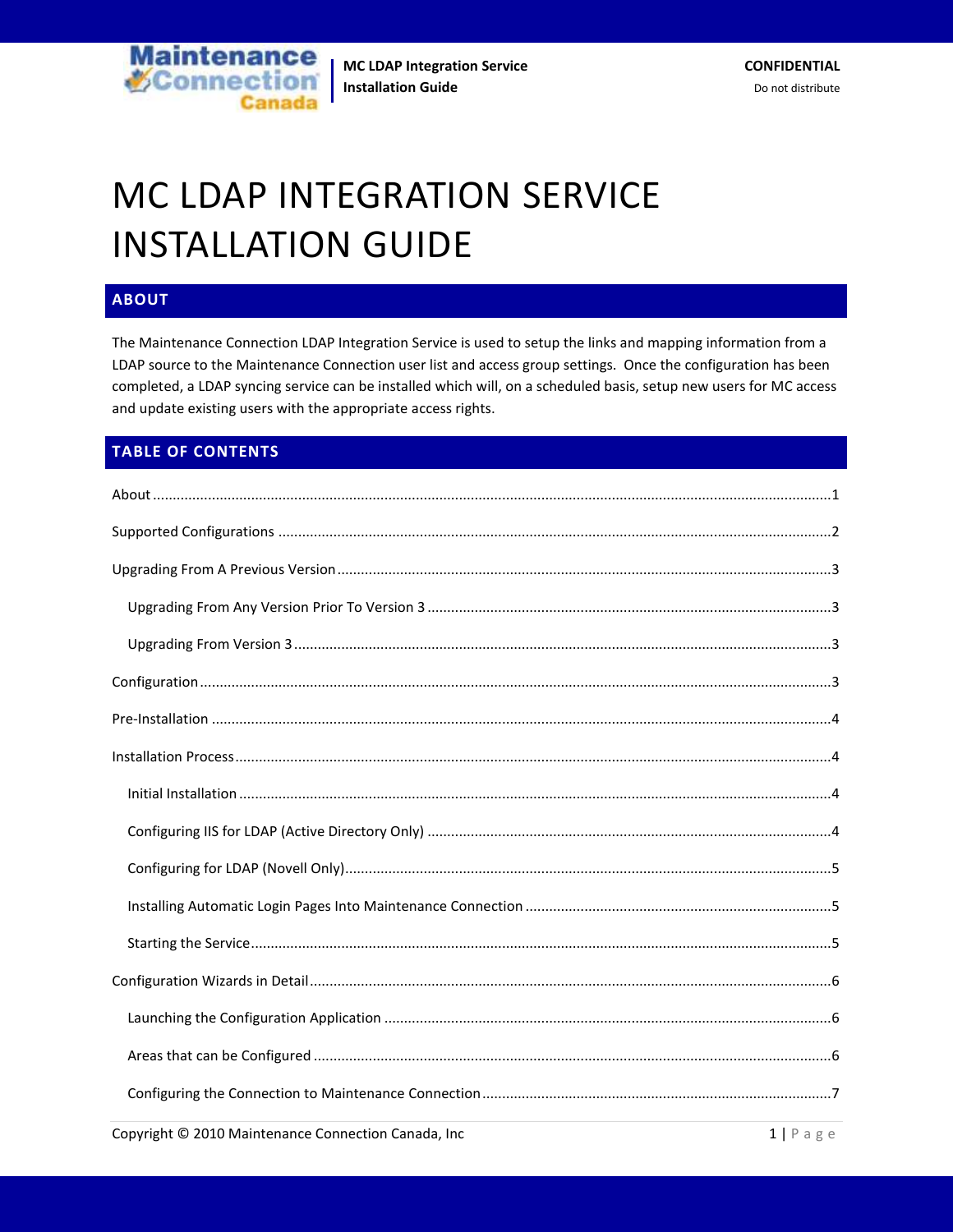# MC LDAP INTEGRATION SERVICE INSTALLATION GUIDE

## ABOUT

The Maintenance Connection LDAP Integration Service is used to setup the links and mapping information from a LDAP source to the Maintenance Connection user list and access group settings. Once the configuration has been completed, a LDAP syncing service can be installed which will, on a scheduled basis, setup new users for MC access and update existing users with the appropriate access rights.

## TABLE OF CONTENTS

About .......... 1

Supported Configurations .......... 2

Upgrading From A Previous Version .......... 3

- Upgrading From Any Version Prior To Version 3 .......... 3
- Upgrading From Version 3 .......... 3

Configuration .......... 3

Pre-Installation .......... 4

Installation Process .......... 4

- Initial Installation .......... 4
- Configuring IIS for LDAP (Active Directory Only) .......... 4
- Configuring for LDAP (Novell Only) .......... 5
- Installing Automatic Login Pages Into Maintenance Connection .......... 5
- Starting the Service .......... 5

Configuration Wizards in Detail .......... 6

- Launching the Configuration Application .......... 6
- Areas that can be Configured .......... 6
- Configuring the Connection to Maintenance Connection .......... 7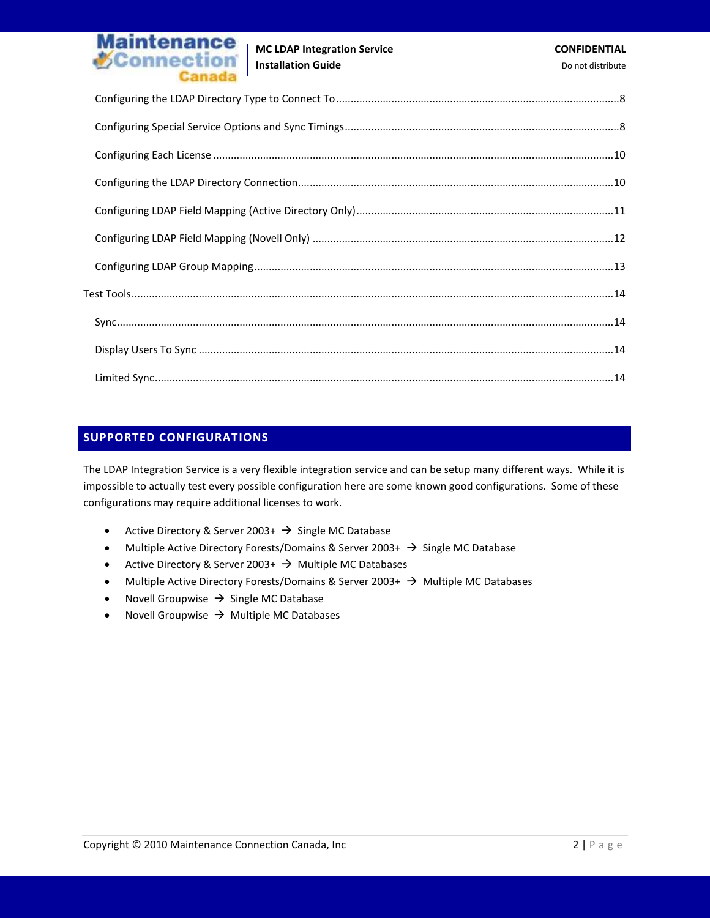- Configuring the LDAP Directory Type to Connect To ........ 8
- Configuring Special Service Options and Sync Timings ........ 8
- Configuring Each License ........ 10
- Configuring the LDAP Directory Connection ........ 10
- Configuring LDAP Field Mapping (Active Directory Only) ........ 11
- Configuring LDAP Field Mapping (Novell Only) ........ 12
- Configuring LDAP Group Mapping ........ 13

Test Tools ........ 14

- Sync ........ 14
- Display Users To Sync ........ 14
- Limited Sync ........ 14

## SUPPORTED CONFIGURATIONS

The LDAP Integration Service is a very flexible integration service and can be setup many different ways. While it is impossible to actually test every possible configuration here are some known good configurations. Some of these configurations may require additional licenses to work.

- Active Directory & Server 2003+ → Single MC Database
- Multiple Active Directory Forests/Domains & Server 2003+ → Single MC Database
- Active Directory & Server 2003+ → Multiple MC Databases
- Multiple Active Directory Forests/Domains & Server 2003+ → Multiple MC Databases
- Novell Groupwise → Single MC Database
- Novell Groupwise → Multiple MC Databases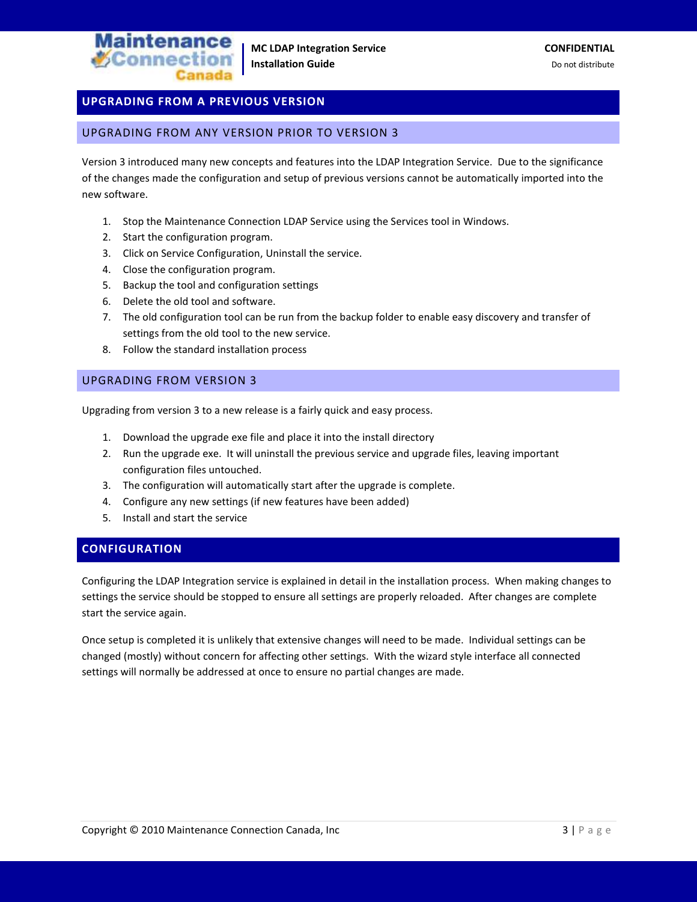# UPGRADING FROM A PREVIOUS VERSION

## UPGRADING FROM ANY VERSION PRIOR TO VERSION 3

Version 3 introduced many new concepts and features into the LDAP Integration Service. Due to the significance of the changes made the configuration and setup of previous versions cannot be automatically imported into the new software.

1. Stop the Maintenance Connection LDAP Service using the Services tool in Windows.
2. Start the configuration program.
3. Click on Service Configuration, Uninstall the service.
4. Close the configuration program.
5. Backup the tool and configuration settings
6. Delete the old tool and software.
7. The old configuration tool can be run from the backup folder to enable easy discovery and transfer of settings from the old tool to the new service.
8. Follow the standard installation process

## UPGRADING FROM VERSION 3

Upgrading from version 3 to a new release is a fairly quick and easy process.

1. Download the upgrade exe file and place it into the install directory
2. Run the upgrade exe. It will uninstall the previous service and upgrade files, leaving important configuration files untouched.
3. The configuration will automatically start after the upgrade is complete.
4. Configure any new settings (if new features have been added)
5. Install and start the service

# CONFIGURATION

Configuring the LDAP Integration service is explained in detail in the installation process. When making changes to settings the service should be stopped to ensure all settings are properly reloaded. After changes are complete start the service again.

Once setup is completed it is unlikely that extensive changes will need to be made. Individual settings can be changed (mostly) without concern for affecting other settings. With the wizard style interface all connected settings will normally be addressed at once to ensure no partial changes are made.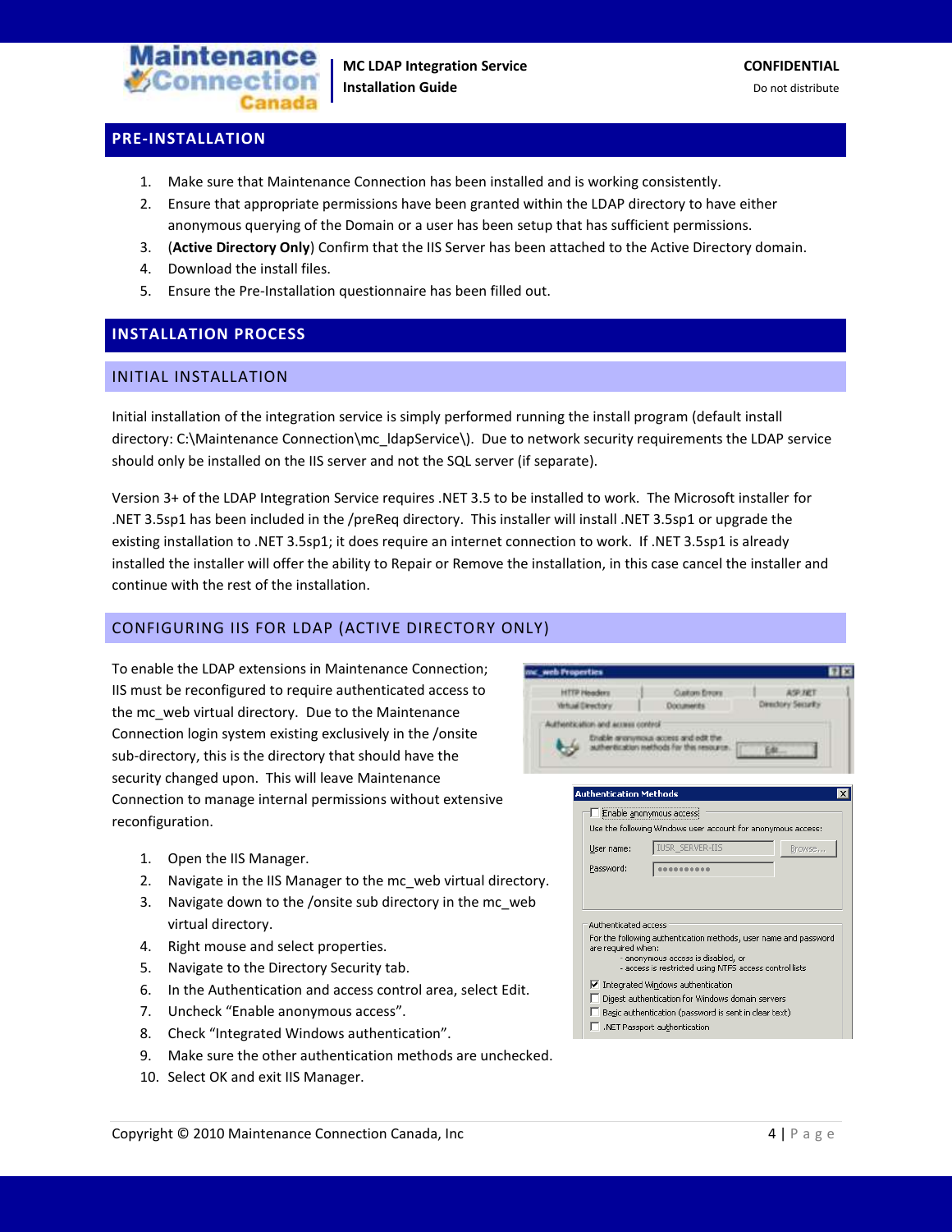## PRE-INSTALLATION

1. Make sure that Maintenance Connection has been installed and is working consistently.
2. Ensure that appropriate permissions have been granted within the LDAP directory to have either anonymous querying of the Domain or a user has been setup that has sufficient permissions.
3. (**Active Directory Only**) Confirm that the IIS Server has been attached to the Active Directory domain.
4. Download the install files.
5. Ensure the Pre-Installation questionnaire has been filled out.

## INSTALLATION PROCESS

### INITIAL INSTALLATION

Initial installation of the integration service is simply performed running the install program (default install directory: C:\Maintenance Connection\mc_ldapService\). Due to network security requirements the LDAP service should only be installed on the IIS server and not the SQL server (if separate).

Version 3+ of the LDAP Integration Service requires .NET 3.5 to be installed to work. The Microsoft installer for .NET 3.5sp1 has been included in the /preReq directory. This installer will install .NET 3.5sp1 or upgrade the existing installation to .NET 3.5sp1; it does require an internet connection to work. If .NET 3.5sp1 is already installed the installer will offer the ability to Repair or Remove the installation, in this case cancel the installer and continue with the rest of the installation.

### CONFIGURING IIS FOR LDAP (ACTIVE DIRECTORY ONLY)

To enable the LDAP extensions in Maintenance Connection; IIS must be reconfigured to require authenticated access to the mc_web virtual directory. Due to the Maintenance Connection login system existing exclusively in the /onsite sub-directory, this is the directory that should have the security changed upon. This will leave Maintenance Connection to manage internal permissions without extensive reconfiguration.

1. Open the IIS Manager.
2. Navigate in the IIS Manager to the mc_web virtual directory.
3. Navigate down to the /onsite sub directory in the mc_web virtual directory.
4. Right mouse and select properties.
5. Navigate to the Directory Security tab.
6. In the Authentication and access control area, select Edit.
7. Uncheck “Enable anonymous access”.
8. Check “Integrated Windows authentication”.
9. Make sure the other authentication methods are unchecked.
10. Select OK and exit IIS Manager.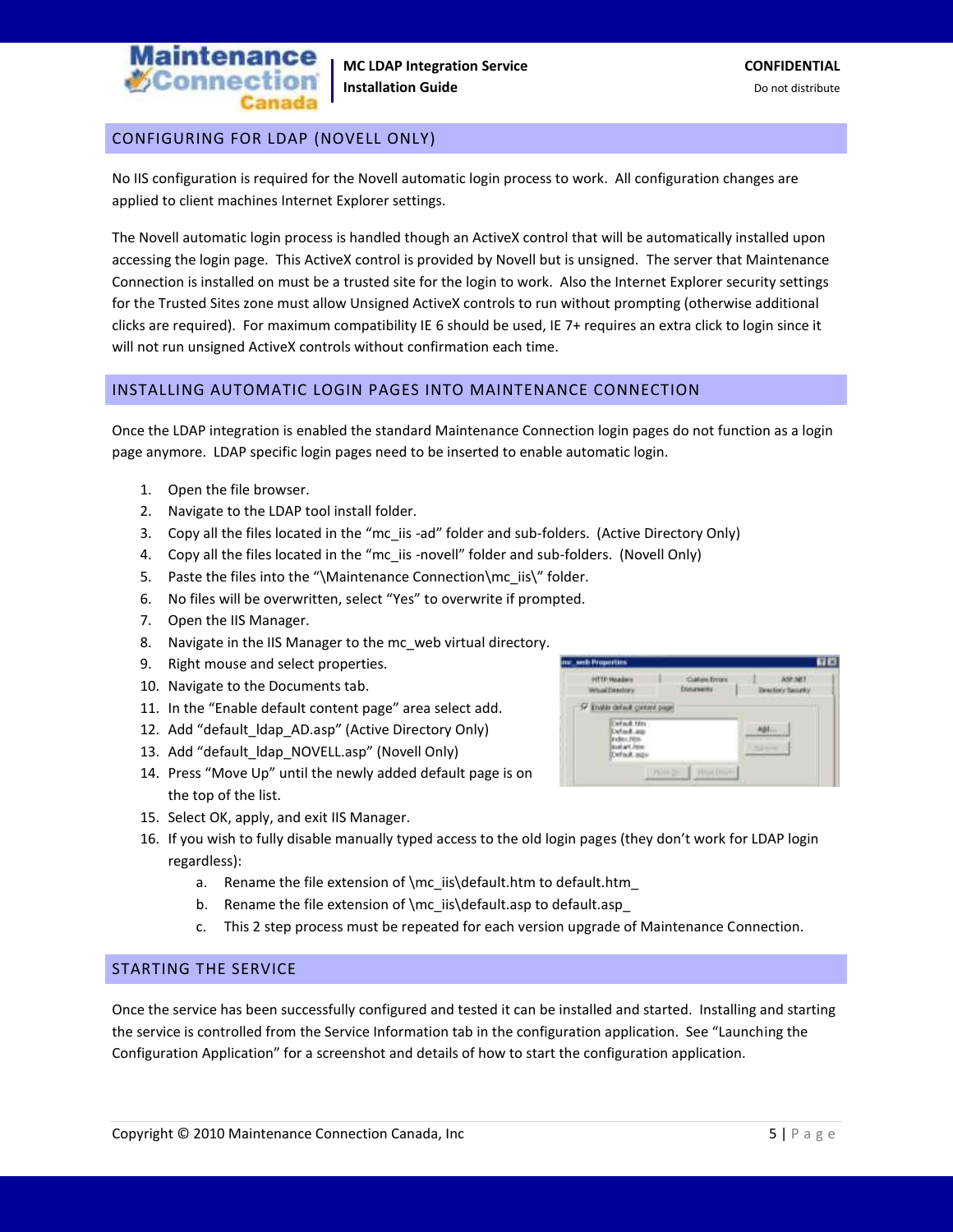## CONFIGURING FOR LDAP (NOVELL ONLY)

No IIS configuration is required for the Novell automatic login process to work. All configuration changes are applied to client machines Internet Explorer settings.

The Novell automatic login process is handled though an ActiveX control that will be automatically installed upon accessing the login page. This ActiveX control is provided by Novell but is unsigned. The server that Maintenance Connection is installed on must be a trusted site for the login to work. Also the Internet Explorer security settings for the Trusted Sites zone must allow Unsigned ActiveX controls to run without prompting (otherwise additional clicks are required). For maximum compatibility IE 6 should be used, IE 7+ requires an extra click to login since it will not run unsigned ActiveX controls without confirmation each time.

## INSTALLING AUTOMATIC LOGIN PAGES INTO MAINTENANCE CONNECTION

Once the LDAP integration is enabled the standard Maintenance Connection login pages do not function as a login page anymore. LDAP specific login pages need to be inserted to enable automatic login.

1. Open the file browser.
2. Navigate to the LDAP tool install folder.
3. Copy all the files located in the "mc_iis -ad" folder and sub-folders. (Active Directory Only)
4. Copy all the files located in the "mc_iis -novell" folder and sub-folders. (Novell Only)
5. Paste the files into the "\Maintenance Connection\mc_iis\" folder.
6. No files will be overwritten, select "Yes" to overwrite if prompted.
7. Open the IIS Manager.
8. Navigate in the IIS Manager to the mc_web virtual directory.
9. Right mouse and select properties.
10. Navigate to the Documents tab.
11. In the "Enable default content page" area select add.
12. Add "default_ldap_AD.asp" (Active Directory Only)
13. Add "default_ldap_NOVELL.asp" (Novell Only)
14. Press "Move Up" until the newly added default page is on the top of the list.
15. Select OK, apply, and exit IIS Manager.
16. If you wish to fully disable manually typed access to the old login pages (they don't work for LDAP login regardless):
    a. Rename the file extension of \mc_iis\default.htm to default.htm_
    b. Rename the file extension of \mc_iis\default.asp to default.asp_
    c. This 2 step process must be repeated for each version upgrade of Maintenance Connection.

## STARTING THE SERVICE

Once the service has been successfully configured and tested it can be installed and started. Installing and starting the service is controlled from the Service Information tab in the configuration application. See "Launching the Configuration Application" for a screenshot and details of how to start the configuration application.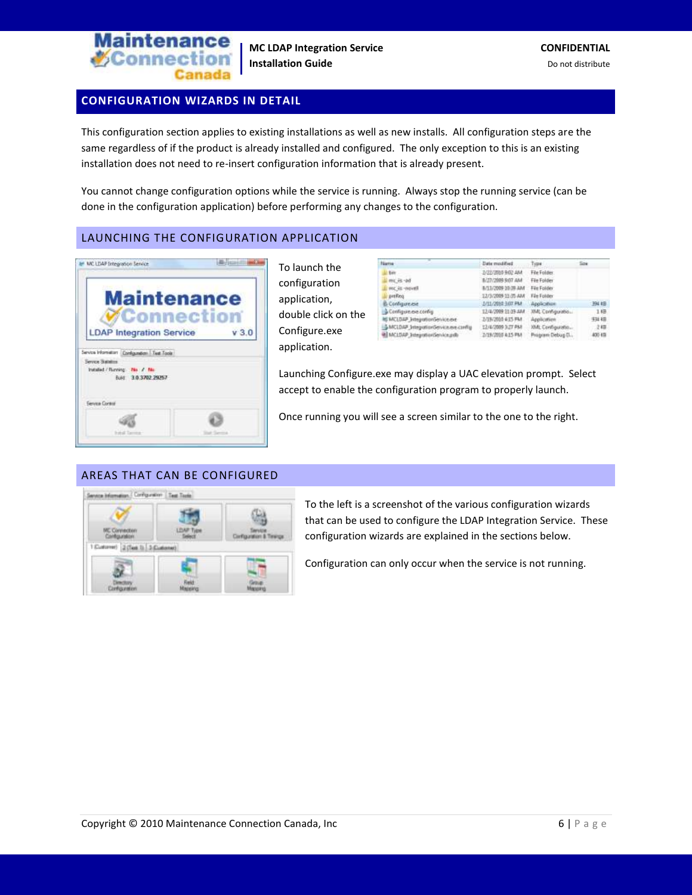## CONFIGURATION WIZARDS IN DETAIL

This configuration section applies to existing installations as well as new installs. All configuration steps are the same regardless of if the product is already installed and configured. The only exception to this is an existing installation does not need to re-insert configuration information that is already present.

You cannot change configuration options while the service is running. Always stop the running service (can be done in the configuration application) before performing any changes to the configuration.

### LAUNCHING THE CONFIGURATION APPLICATION

To launch the configuration application, double click on the Configure.exe application.

Launching Configure.exe may display a UAC elevation prompt. Select accept to enable the configuration program to properly launch.

Once running you will see a screen similar to the one to the right.

### AREAS THAT CAN BE CONFIGURED

To the left is a screenshot of the various configuration wizards that can be used to configure the LDAP Integration Service. These configuration wizards are explained in the sections below.

Configuration can only occur when the service is not running.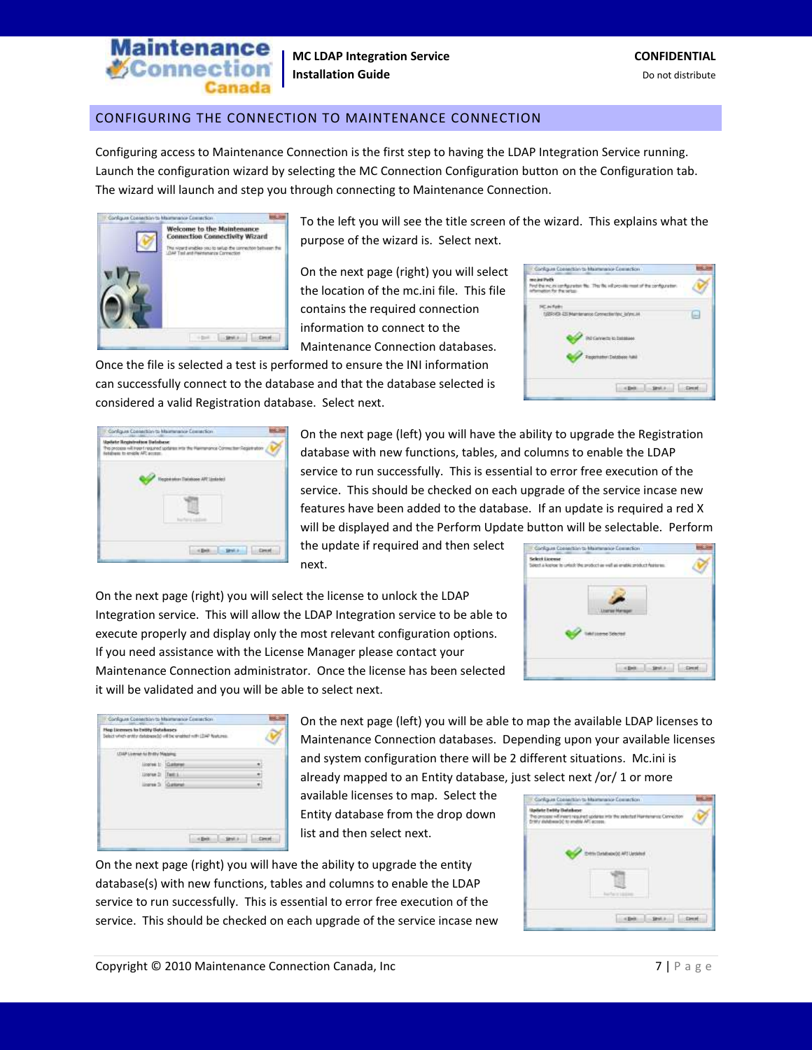## CONFIGURING THE CONNECTION TO MAINTENANCE CONNECTION

Configuring access to Maintenance Connection is the first step to having the LDAP Integration Service running. Launch the configuration wizard by selecting the MC Connection Configuration button on the Configuration tab. The wizard will launch and step you through connecting to Maintenance Connection.

To the left you will see the title screen of the wizard. This explains what the purpose of the wizard is. Select next.

On the next page (right) you will select the location of the mc.ini file. This file contains the required connection information to connect to the Maintenance Connection databases. Once the file is selected a test is performed to ensure the INI information can successfully connect to the database and that the database selected is considered a valid Registration database. Select next.

On the next page (left) you will have the ability to upgrade the Registration database with new functions, tables, and columns to enable the LDAP service to run successfully. This is essential to error free execution of the service. This should be checked on each upgrade of the service incase new features have been added to the database. If an update is required a red X will be displayed and the Perform Update button will be selectable. Perform the update if required and then select next.

On the next page (right) you will select the license to unlock the LDAP Integration service. This will allow the LDAP Integration service to be able to execute properly and display only the most relevant configuration options. If you need assistance with the License Manager please contact your Maintenance Connection administrator. Once the license has been selected it will be validated and you will be able to select next.

On the next page (left) you will be able to map the available LDAP licenses to Maintenance Connection databases. Depending upon your available licenses and system configuration there will be 2 different situations. Mc.ini is already mapped to an Entity database, just select next /or/ 1 or more available licenses to map. Select the Entity database from the drop down list and then select next.

On the next page (right) you will have the ability to upgrade the entity database(s) with new functions, tables and columns to enable the LDAP service to run successfully. This is essential to error free execution of the service. This should be checked on each upgrade of the service incase new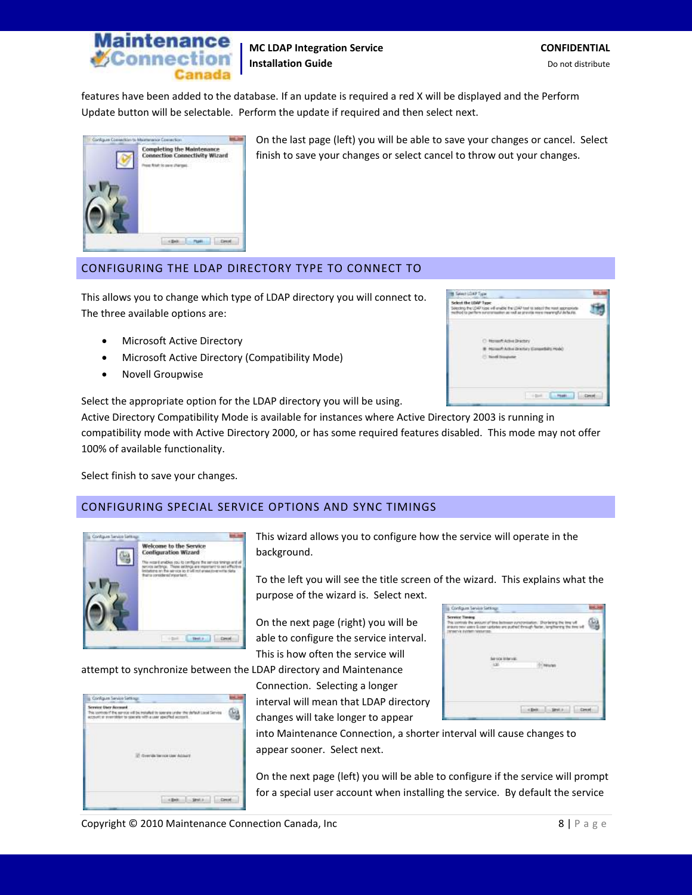features have been added to the database. If an update is required a red X will be displayed and the Perform Update button will be selectable. Perform the update if required and then select next.

On the last page (left) you will be able to save your changes or cancel. Select finish to save your changes or select cancel to throw out your changes.

## CONFIGURING THE LDAP DIRECTORY TYPE TO CONNECT TO

This allows you to change which type of LDAP directory you will connect to. The three available options are:

- Microsoft Active Directory
- Microsoft Active Directory (Compatibility Mode)
- Novell Groupwise

Select the appropriate option for the LDAP directory you will be using. Active Directory Compatibility Mode is available for instances where Active Directory 2003 is running in compatibility mode with Active Directory 2000, or has some required features disabled. This mode may not offer 100% of available functionality.

Select finish to save your changes.

## CONFIGURING SPECIAL SERVICE OPTIONS AND SYNC TIMINGS

This wizard allows you to configure how the service will operate in the background.

To the left you will see the title screen of the wizard. This explains what the purpose of the wizard is. Select next.

On the next page (right) you will be able to configure the service interval. This is how often the service will attempt to synchronize between the LDAP directory and Maintenance Connection. Selecting a longer interval will mean that LDAP directory changes will take longer to appear into Maintenance Connection, a shorter interval will cause changes to appear sooner. Select next.

On the next page (left) you will be able to configure if the service will prompt for a special user account when installing the service. By default the service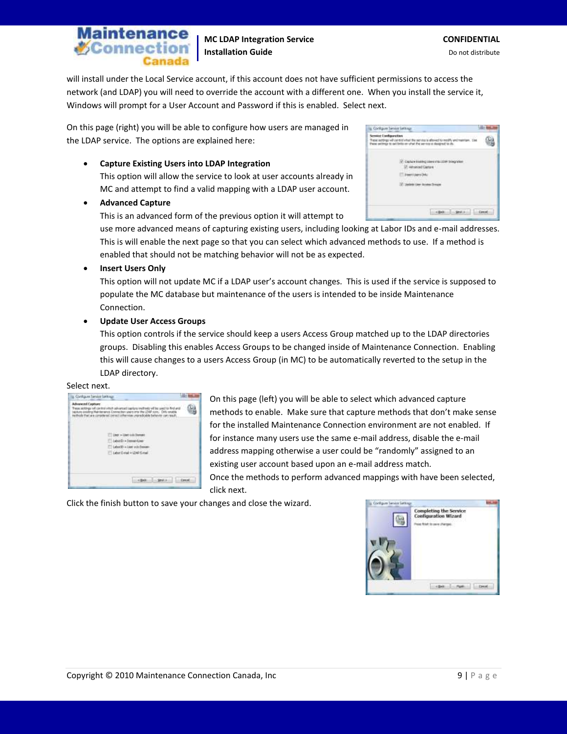will install under the Local Service account, if this account does not have sufficient permissions to access the network (and LDAP) you will need to override the account with a different one. When you install the service it, Windows will prompt for a User Account and Password if this is enabled. Select next.

On this page (right) you will be able to configure how users are managed in the LDAP service. The options are explained here:

- **Capture Existing Users into LDAP Integration**
  This option will allow the service to look at user accounts already in MC and attempt to find a valid mapping with a LDAP user account.
- **Advanced Capture**
  This is an advanced form of the previous option it will attempt to use more advanced means of capturing existing users, including looking at Labor IDs and e-mail addresses. This is will enable the next page so that you can select which advanced methods to use. If a method is enabled that should not be matching behavior will not be as expected.
- **Insert Users Only**
  This option will not update MC if a LDAP user's account changes. This is used if the service is supposed to populate the MC database but maintenance of the users is intended to be inside Maintenance Connection.
- **Update User Access Groups**
  This option controls if the service should keep a users Access Group matched up to the LDAP directories groups. Disabling this enables Access Groups to be changed inside of Maintenance Connection. Enabling this will cause changes to a users Access Group (in MC) to be automatically reverted to the setup in the LDAP directory.

Select next.

On this page (left) you will be able to select which advanced capture methods to enable. Make sure that capture methods that don't make sense for the installed Maintenance Connection environment are not enabled. If for instance many users use the same e-mail address, disable the e-mail address mapping otherwise a user could be "randomly" assigned to an existing user account based upon an e-mail address match.

Once the methods to perform advanced mappings with have been selected, click next.

Click the finish button to save your changes and close the wizard.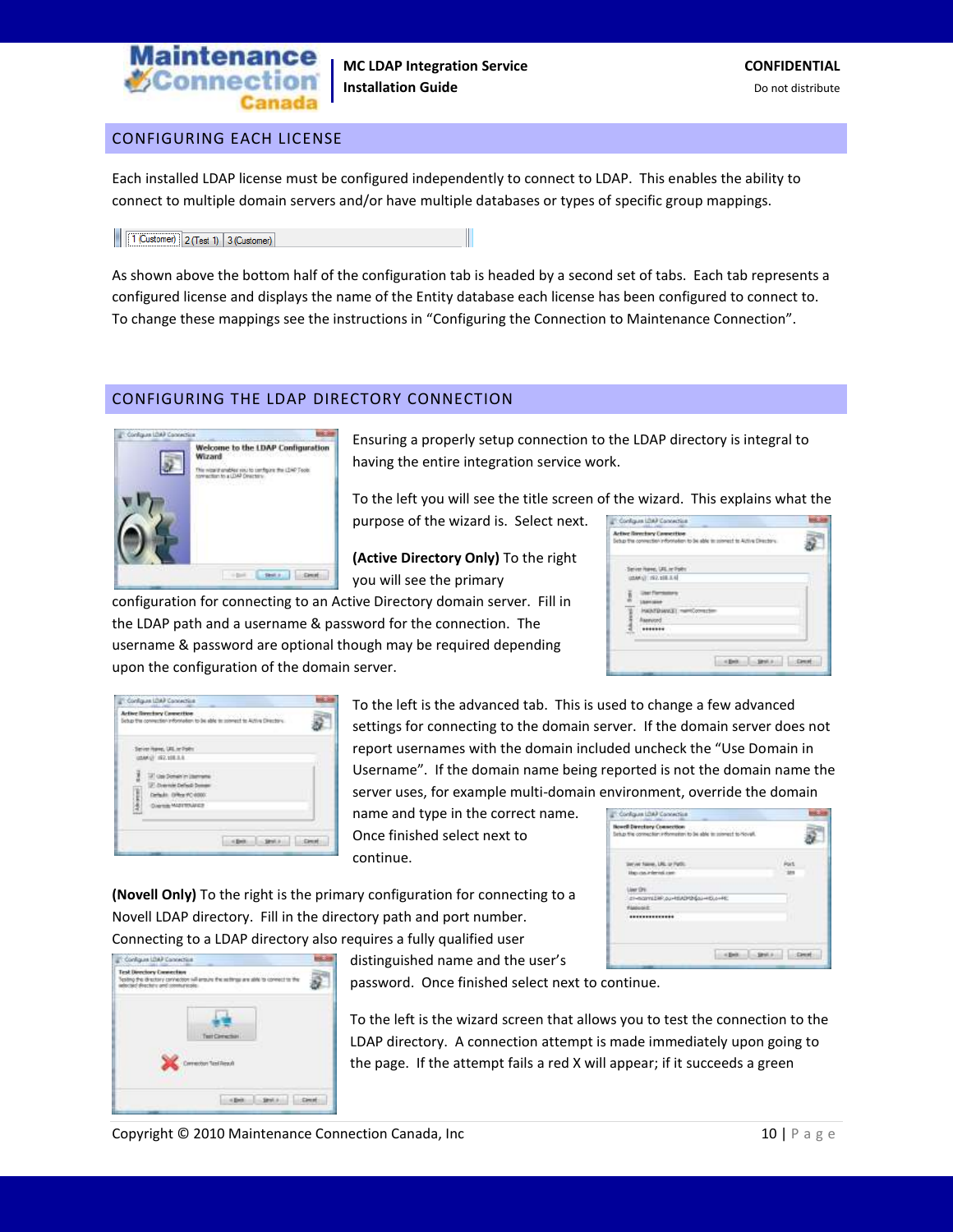## CONFIGURING EACH LICENSE

Each installed LDAP license must be configured independently to connect to LDAP. This enables the ability to connect to multiple domain servers and/or have multiple databases or types of specific group mappings.

As shown above the bottom half of the configuration tab is headed by a second set of tabs. Each tab represents a configured license and displays the name of the Entity database each license has been configured to connect to. To change these mappings see the instructions in "Configuring the Connection to Maintenance Connection".

## CONFIGURING THE LDAP DIRECTORY CONNECTION

Ensuring a properly setup connection to the LDAP directory is integral to having the entire integration service work.

To the left you will see the title screen of the wizard. This explains what the purpose of the wizard is. Select next.

**(Active Directory Only)** To the right you will see the primary configuration for connecting to an Active Directory domain server. Fill in the LDAP path and a username & password for the connection. The username & password are optional though may be required depending upon the configuration of the domain server.

To the left is the advanced tab. This is used to change a few advanced settings for connecting to the domain server. If the domain server does not report usernames with the domain included uncheck the "Use Domain in Username". If the domain name being reported is not the domain name the server uses, for example multi-domain environment, override the domain name and type in the correct name. Once finished select next to continue.

**(Novell Only)** To the right is the primary configuration for connecting to a Novell LDAP directory. Fill in the directory path and port number. Connecting to a LDAP directory also requires a fully qualified user distinguished name and the user's password. Once finished select next to continue.

To the left is the wizard screen that allows you to test the connection to the LDAP directory. A connection attempt is made immediately upon going to the page. If the attempt fails a red X will appear; if it succeeds a green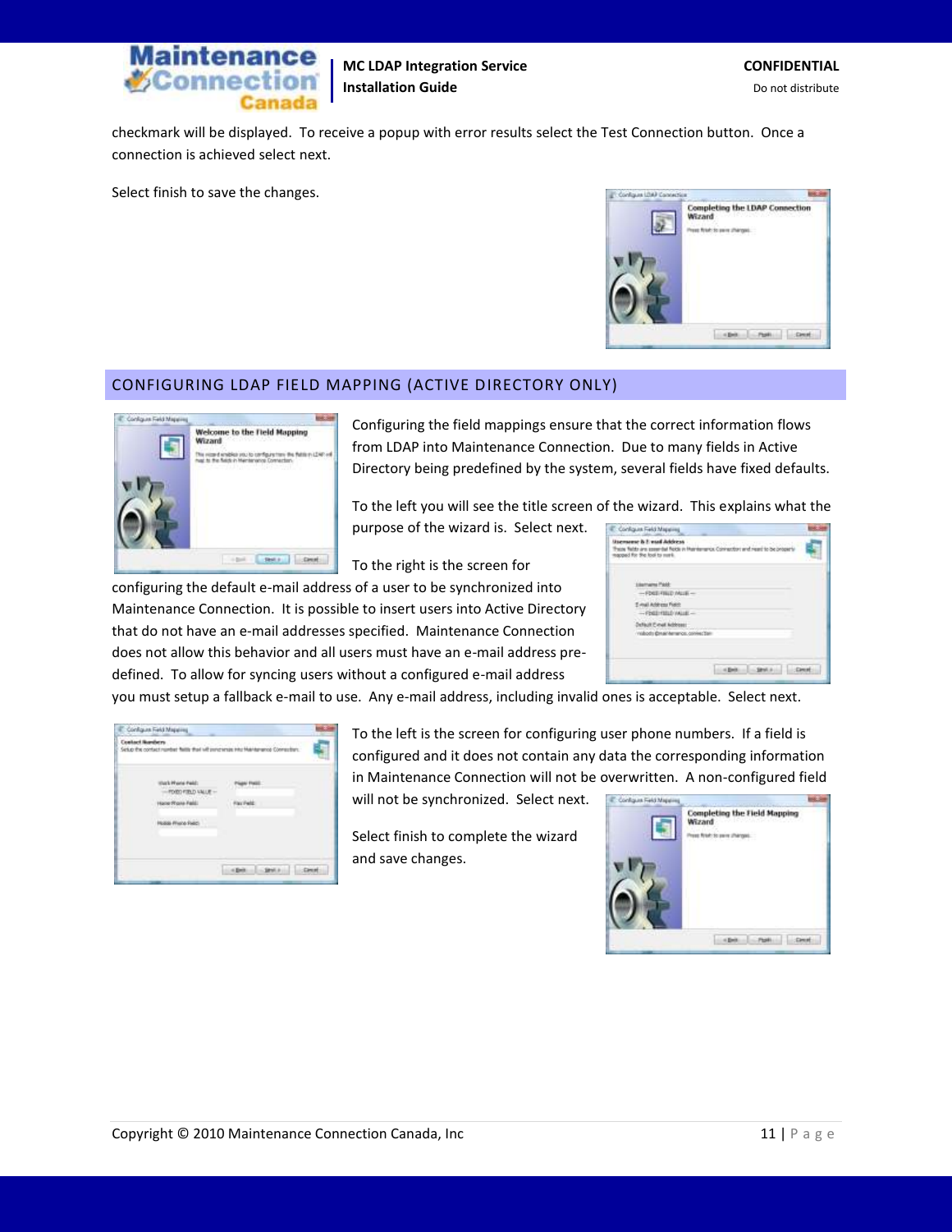checkmark will be displayed. To receive a popup with error results select the Test Connection button. Once a connection is achieved select next.

Select finish to save the changes.

## CONFIGURING LDAP FIELD MAPPING (ACTIVE DIRECTORY ONLY)

Configuring the field mappings ensure that the correct information flows from LDAP into Maintenance Connection. Due to many fields in Active Directory being predefined by the system, several fields have fixed defaults.

To the left you will see the title screen of the wizard. This explains what the purpose of the wizard is. Select next.

To the right is the screen for configuring the default e-mail address of a user to be synchronized into Maintenance Connection. It is possible to insert users into Active Directory that do not have an e-mail addresses specified. Maintenance Connection does not allow this behavior and all users must have an e-mail address pre-defined. To allow for syncing users without a configured e-mail address you must setup a fallback e-mail to use. Any e-mail address, including invalid ones is acceptable. Select next.

To the left is the screen for configuring user phone numbers. If a field is configured and it does not contain any data the corresponding information in Maintenance Connection will not be overwritten. A non-configured field will not be synchronized. Select next.

Select finish to complete the wizard and save changes.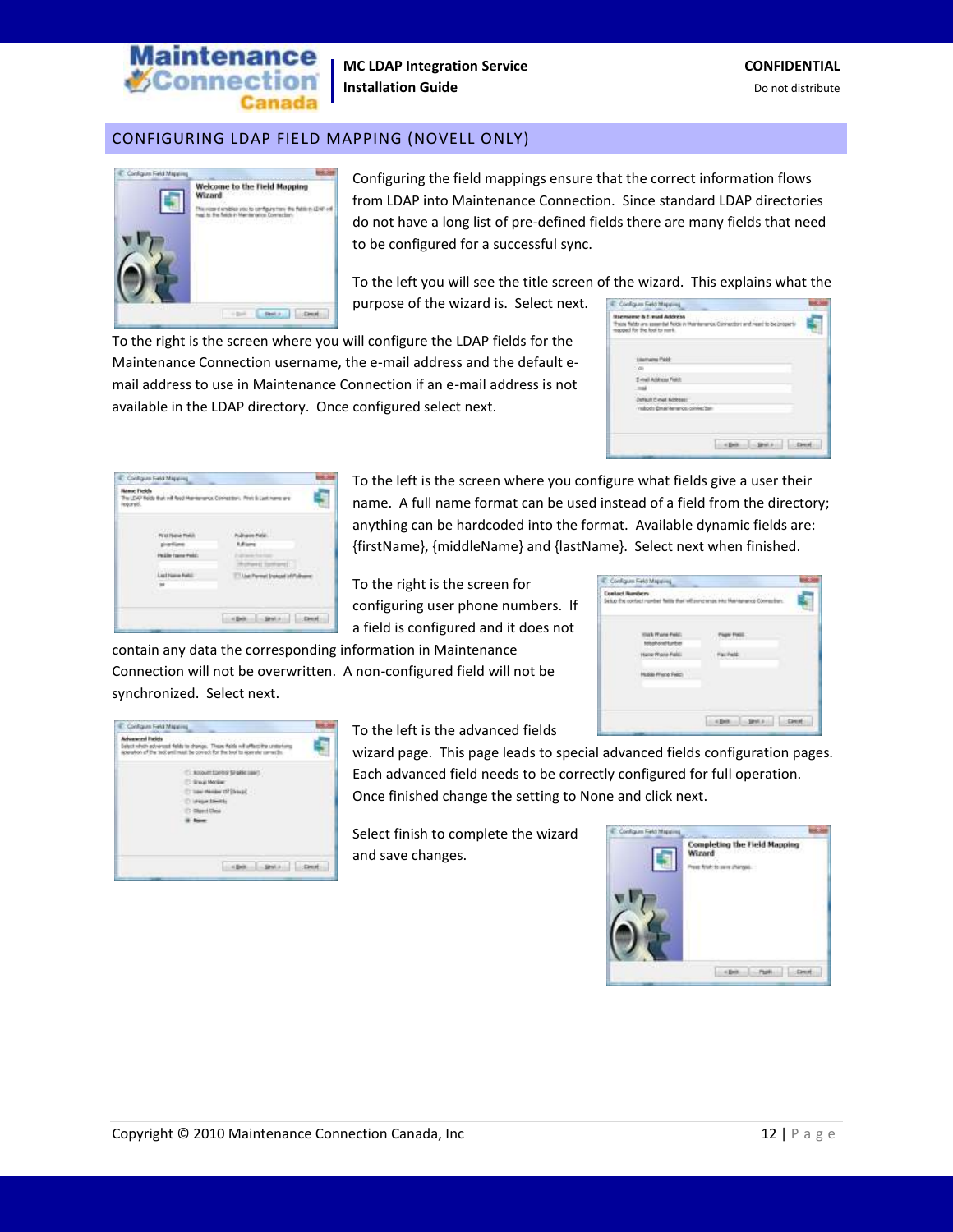## CONFIGURING LDAP FIELD MAPPING (NOVELL ONLY)

Configuring the field mappings ensure that the correct information flows from LDAP into Maintenance Connection. Since standard LDAP directories do not have a long list of pre-defined fields there are many fields that need to be configured for a successful sync.

To the left you will see the title screen of the wizard. This explains what the purpose of the wizard is. Select next.

To the right is the screen where you will configure the LDAP fields for the Maintenance Connection username, the e-mail address and the default e-mail address to use in Maintenance Connection if an e-mail address is not available in the LDAP directory. Once configured select next.

To the left is the screen where you configure what fields give a user their name. A full name format can be used instead of a field from the directory; anything can be hardcoded into the format. Available dynamic fields are: {firstName}, {middleName} and {lastName}. Select next when finished.

To the right is the screen for configuring user phone numbers. If a field is configured and it does not contain any data the corresponding information in Maintenance Connection will not be overwritten. A non-configured field will not be synchronized. Select next.

To the left is the advanced fields wizard page. This page leads to special advanced fields configuration pages. Each advanced field needs to be correctly configured for full operation. Once finished change the setting to None and click next.

Select finish to complete the wizard and save changes.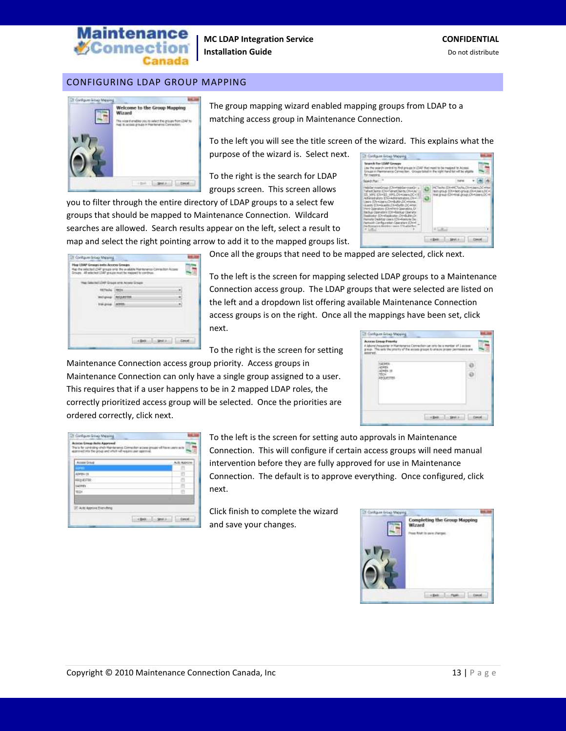## CONFIGURING LDAP GROUP MAPPING

The group mapping wizard enabled mapping groups from LDAP to a matching access group in Maintenance Connection.

To the left you will see the title screen of the wizard. This explains what the purpose of the wizard is. Select next.

To the right is the search for LDAP groups screen. This screen allows you to filter through the entire directory of LDAP groups to a select few groups that should be mapped to Maintenance Connection. Wildcard searches are allowed. Search results appear on the left, select a result to map and select the right pointing arrow to add it to the mapped groups list. Once all the groups that need to be mapped are selected, click next.

To the left is the screen for mapping selected LDAP groups to a Maintenance Connection access group. The LDAP groups that were selected are listed on the left and a dropdown list offering available Maintenance Connection access groups is on the right. Once all the mappings have been set, click next.

To the right is the screen for setting Maintenance Connection access group priority. Access groups in Maintenance Connection can only have a single group assigned to a user. This requires that if a user happens to be in 2 mapped LDAP roles, the correctly prioritized access group will be selected. Once the priorities are ordered correctly, click next.

To the left is the screen for setting auto approvals in Maintenance Connection. This will configure if certain access groups will need manual intervention before they are fully approved for use in Maintenance Connection. The default is to approve everything. Once configured, click next.

Click finish to complete the wizard and save your changes.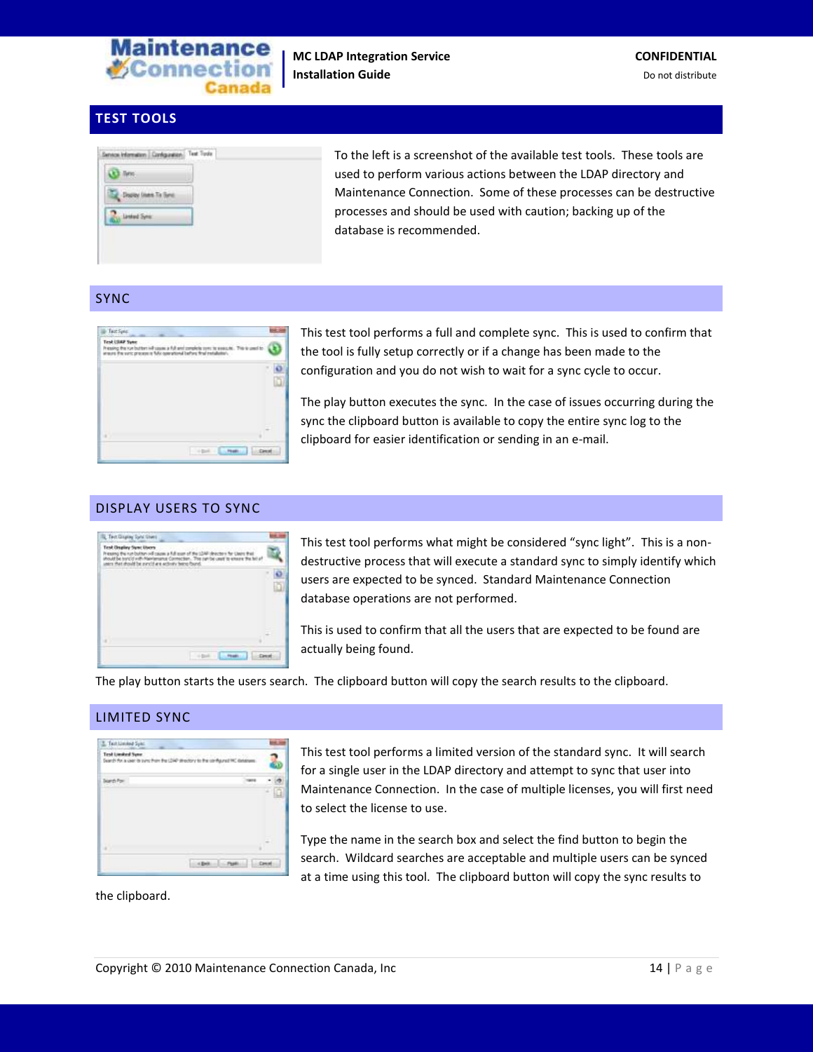## TEST TOOLS

To the left is a screenshot of the available test tools. These tools are used to perform various actions between the LDAP directory and Maintenance Connection. Some of these processes can be destructive processes and should be used with caution; backing up of the database is recommended.

### SYNC

This test tool performs a full and complete sync. This is used to confirm that the tool is fully setup correctly or if a change has been made to the configuration and you do not wish to wait for a sync cycle to occur.

The play button executes the sync. In the case of issues occurring during the sync the clipboard button is available to copy the entire sync log to the clipboard for easier identification or sending in an e-mail.

### DISPLAY USERS TO SYNC

This test tool performs what might be considered “sync light”. This is a non-destructive process that will execute a standard sync to simply identify which users are expected to be synced. Standard Maintenance Connection database operations are not performed.

This is used to confirm that all the users that are expected to be found are actually being found.

The play button starts the users search. The clipboard button will copy the search results to the clipboard.

### LIMITED SYNC

This test tool performs a limited version of the standard sync. It will search for a single user in the LDAP directory and attempt to sync that user into Maintenance Connection. In the case of multiple licenses, you will first need to select the license to use.

Type the name in the search box and select the find button to begin the search. Wildcard searches are acceptable and multiple users can be synced at a time using this tool. The clipboard button will copy the sync results to the clipboard.